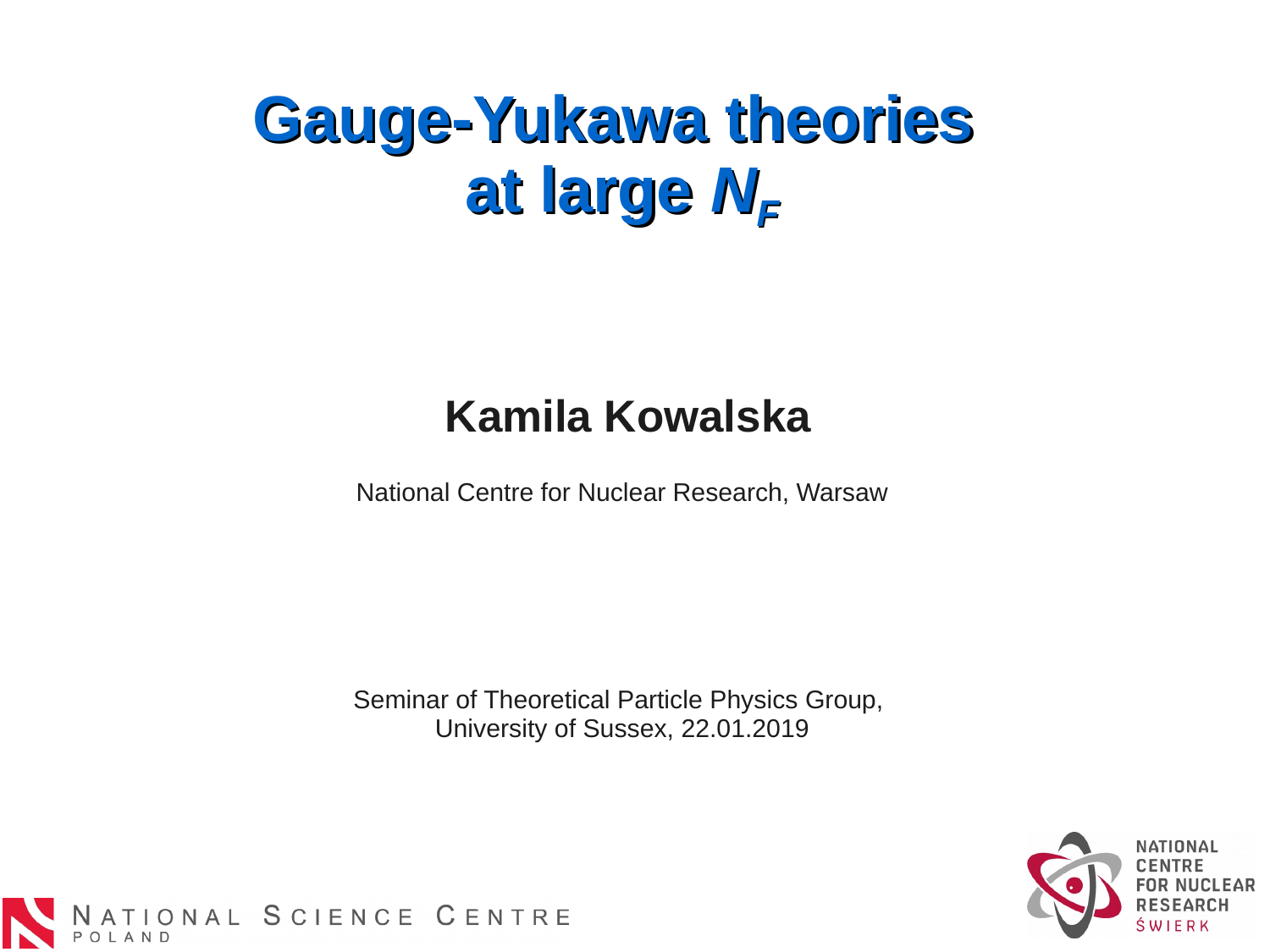# Gauge-Yukawa theories at large $N_F$

**Kamila Kowalska**

National Centre for Nuclear Research, Warsaw

Seminar of Theoretical Particle Physics Group,
University of Sussex, 22.01.2019

NATIONAL SCIENCE CENTRE POLAND

NATIONAL CENTRE FOR NUCLEAR RESEARCH ŚWIERK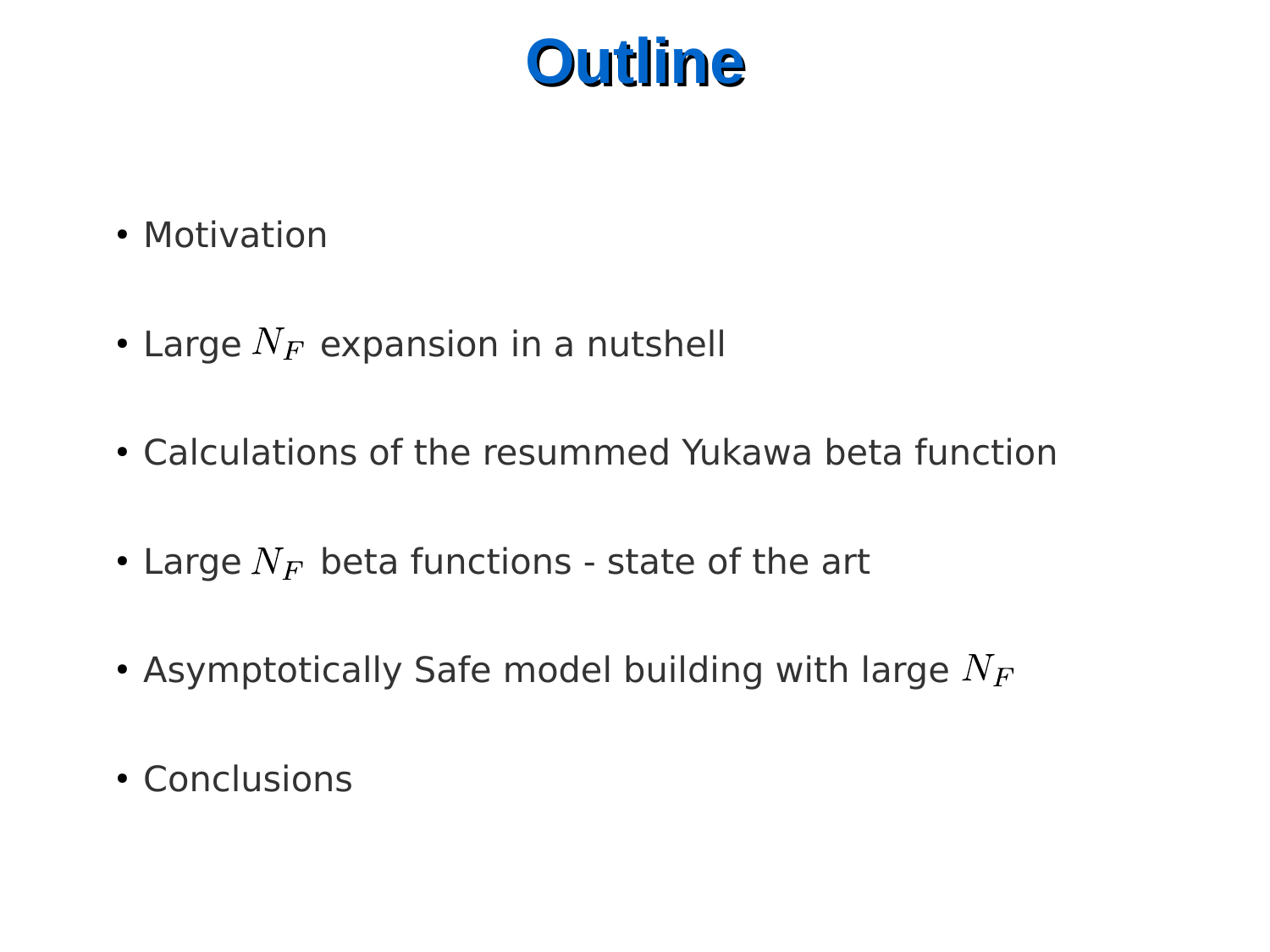# Outline

- Motivation
- Large $N_F$ expansion in a nutshell
- Calculations of the resummed Yukawa beta function
- Large $N_F$ beta functions - state of the art
- Asymptotically Safe model building with large $N_F$
- Conclusions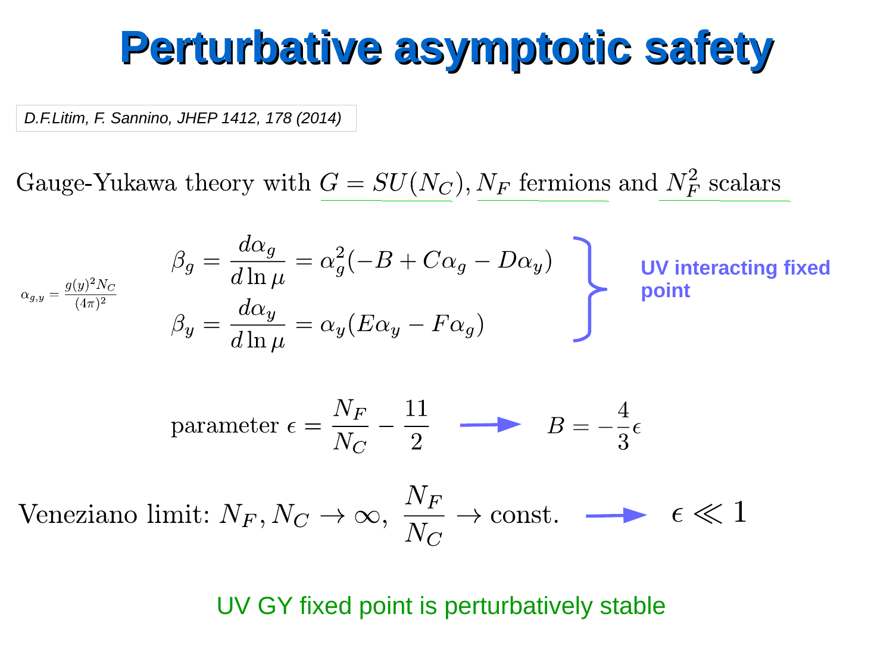# Perturbative asymptotic safety

*D.F.Litim, F. Sannino, JHEP 1412, 178 (2014)*

Gauge-Yukawa theory with $G = SU(N_C)$, $N_F$ fermions and $N_F^2$ scalars

$\alpha_{g,y} = \frac{g(y)^2 N_C}{(4\pi)^2}$

$$\beta_g = \frac{d\alpha_g}{d\ln\mu} = \alpha_g^2(-B + C\alpha_g - D\alpha_y)$$

$$\beta_y = \frac{d\alpha_y}{d\ln\mu} = \alpha_y(E\alpha_y - F\alpha_g)$$

**UV interacting fixed point**

$$\text{parameter } \epsilon = \frac{N_F}{N_C} - \frac{11}{2} \quad \longrightarrow \quad B = -\frac{4}{3}\epsilon$$

$$\text{Veneziano limit: } N_F, N_C \to \infty, \; \frac{N_F}{N_C} \to \text{const.} \quad \longrightarrow \quad \epsilon \ll 1$$

UV GY fixed point is perturbatively stable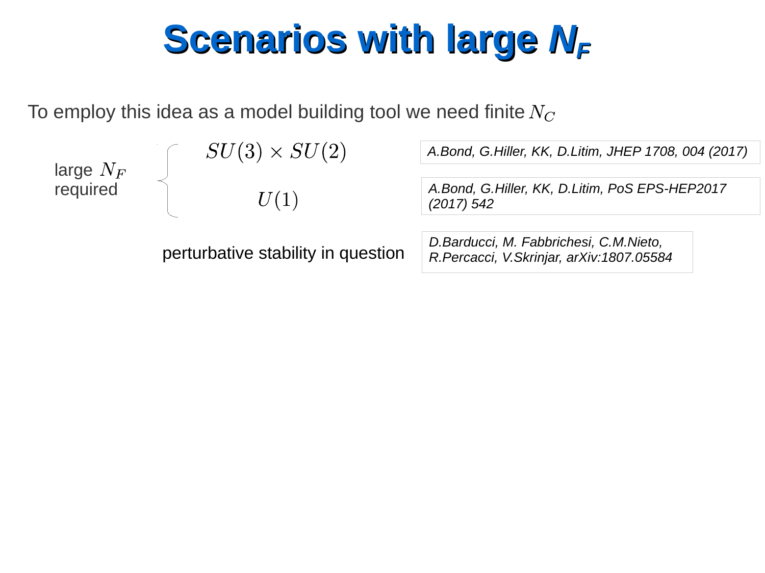# Scenarios with large $N_F$

To employ this idea as a model building tool we need finite $N_C$

large $N_F$ required

- $SU(3) \times SU(2)$ — *A.Bond, G.Hiller, KK, D.Litim, JHEP 1708, 004 (2017)*
- $U(1)$ — *A.Bond, G.Hiller, KK, D.Litim, PoS EPS-HEP2017 (2017) 542*

perturbative stability in question — *D.Barducci, M. Fabbrichesi, C.M.Nieto, R.Percacci, V.Skrinjar, arXiv:1807.05584*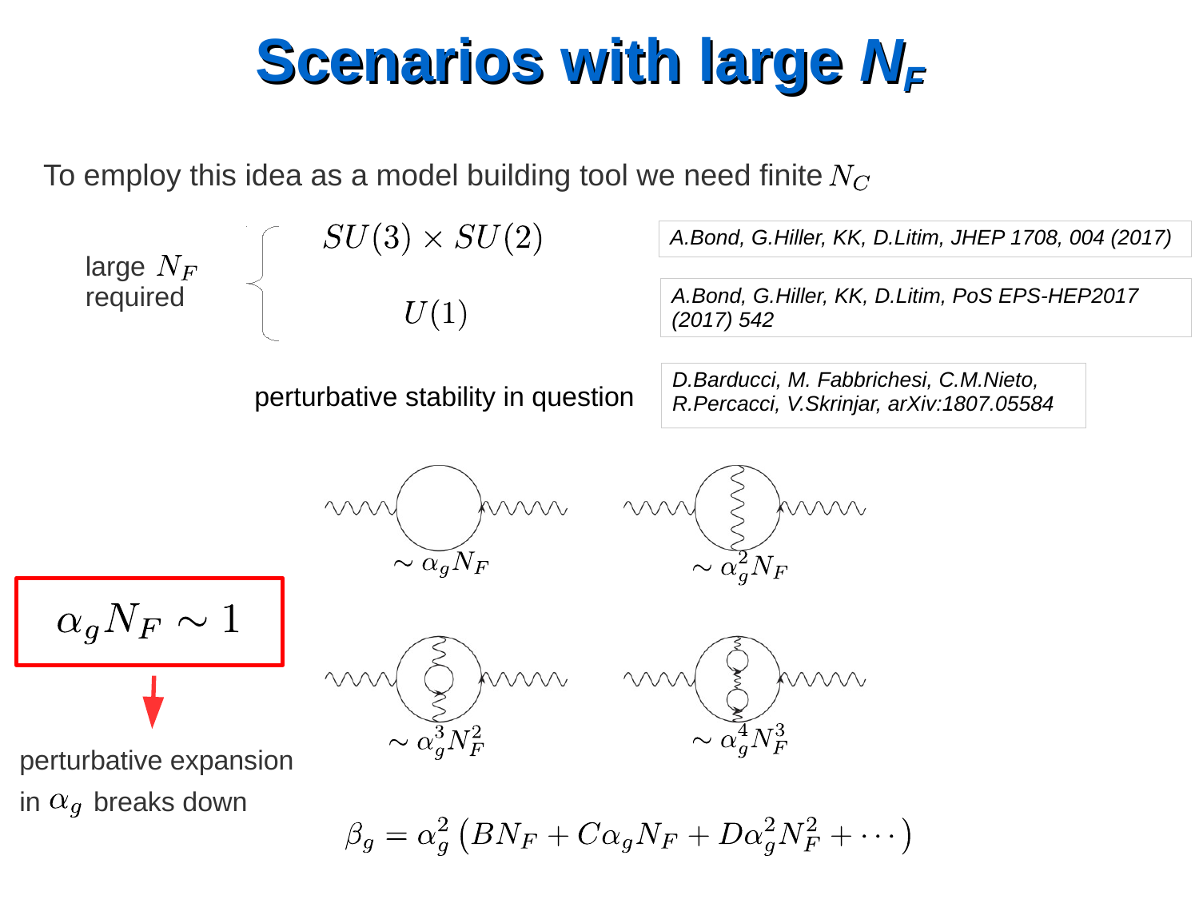# Scenarios with large $N_F$

To employ this idea as a model building tool we need finite $N_C$

large $N_F$ required:

- $SU(3) \times SU(2)$ — *A.Bond, G.Hiller, KK, D.Litim, JHEP 1708, 004 (2017)*
- $U(1)$ — *A.Bond, G.Hiller, KK, D.Litim, PoS EPS-HEP2017 (2017) 542*

perturbative stability in question — *D.Barducci, M. Fabbrichesi, C.M.Nieto, R.Percacci, V.Skrinjar, arXiv:1807.05584*

$\sim \alpha_g N_F$ $\quad$ $\sim \alpha_g^2 N_F$

$\sim \alpha_g^3 N_F^2$ $\quad$ $\sim \alpha_g^4 N_F^3$

$$\alpha_g N_F \sim 1$$

perturbative expansion in $\alpha_g$ breaks down

$$\beta_g = \alpha_g^2 \left( B N_F + C \alpha_g N_F + D \alpha_g^2 N_F^2 + \cdots \right)$$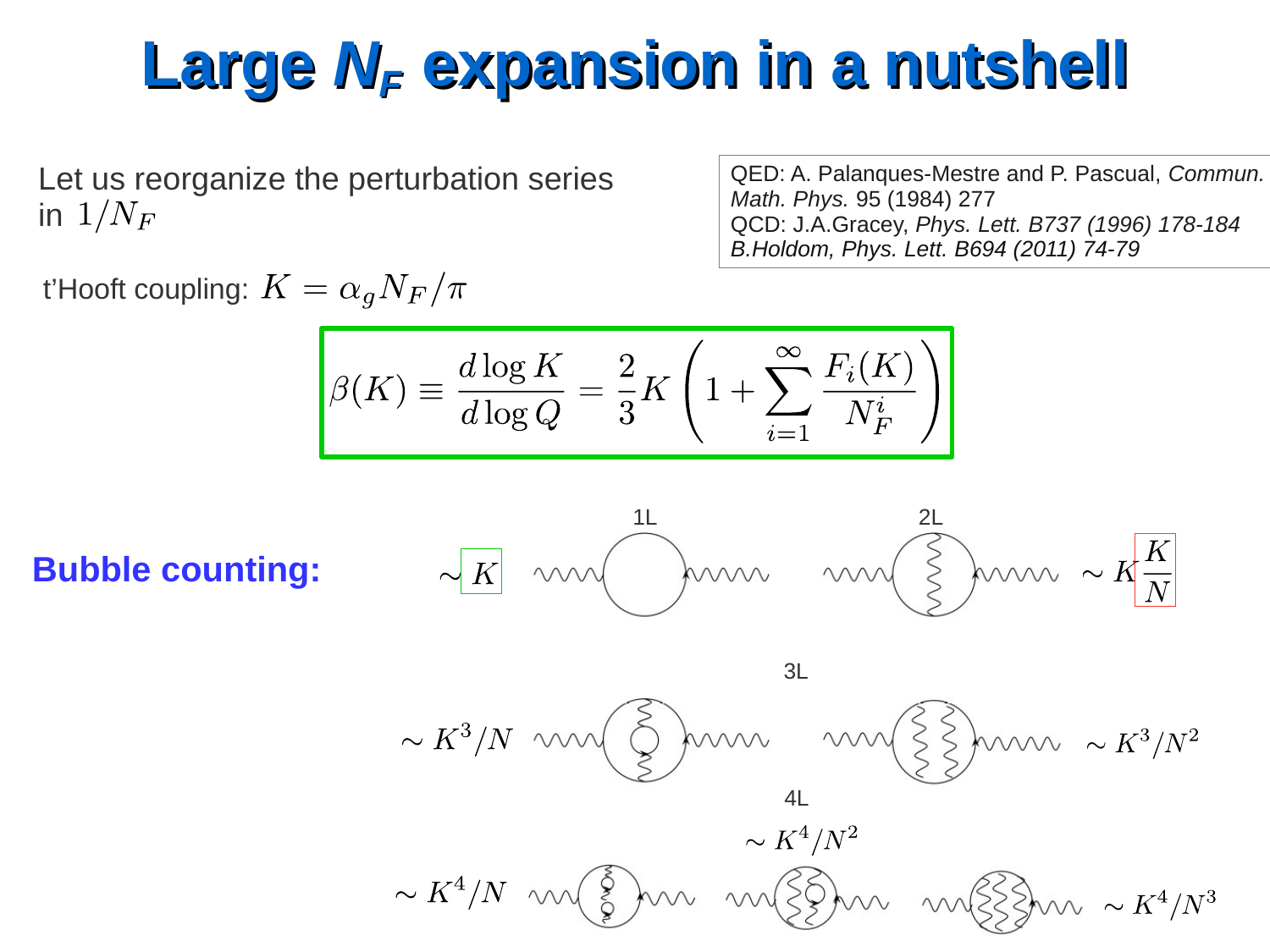# Large $N_F$ expansion in a nutshell

Let us reorganize the perturbation series in $1/N_F$

QED: A. Palanques-Mestre and P. Pascual, *Commun. Math. Phys.* 95 (1984) 277
QCD: J.A.Gracey, *Phys. Lett. B737 (1996) 178-184*
*B.Holdom, Phys. Lett. B694 (2011) 74-79*

t'Hooft coupling: $K = \alpha_g N_F / \pi$

$$\beta(K) \equiv \frac{d \log K}{d \log Q} = \frac{2}{3} K \left( 1 + \sum_{i=1}^{\infty} \frac{F_i(K)}{N_F^i} \right)$$

**Bubble counting:**

1L: $\sim K$

2L: $\sim K \frac{K}{N}$

3L: $\sim K^3/N$, $\sim K^3/N^2$

4L: $\sim K^4/N$, $\sim K^4/N^2$, $\sim K^4/N^3$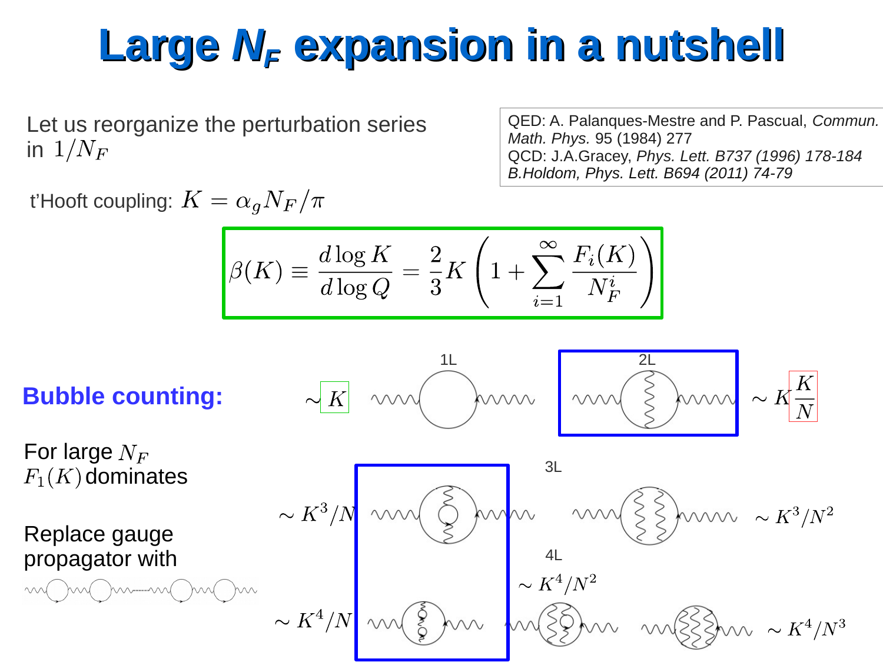# Large $N_F$ expansion in a nutshell

Let us reorganize the perturbation series in $1/N_F$

QED: A. Palanques-Mestre and P. Pascual, *Commun. Math. Phys.* 95 (1984) 277
QCD: J.A.Gracey, *Phys. Lett. B737 (1996) 178-184*
*B.Holdom, Phys. Lett. B694 (2011) 74-79*

t'Hooft coupling: $K = \alpha_g N_F/\pi$

$$\beta(K) \equiv \frac{d\log K}{d\log Q} = \frac{2}{3}K\left(1 + \sum_{i=1}^{\infty}\frac{F_i(K)}{N_F^i}\right)$$

**Bubble counting:**

1L $\sim K$

2L $\sim K\frac{K}{N}$

3L $\sim K^3/N$, $\sim K^3/N^2$

4L $\sim K^4/N$, $\sim K^4/N^2$, $\sim K^4/N^3$

For large $N_F$ $F_1(K)$ dominates

Replace gauge propagator with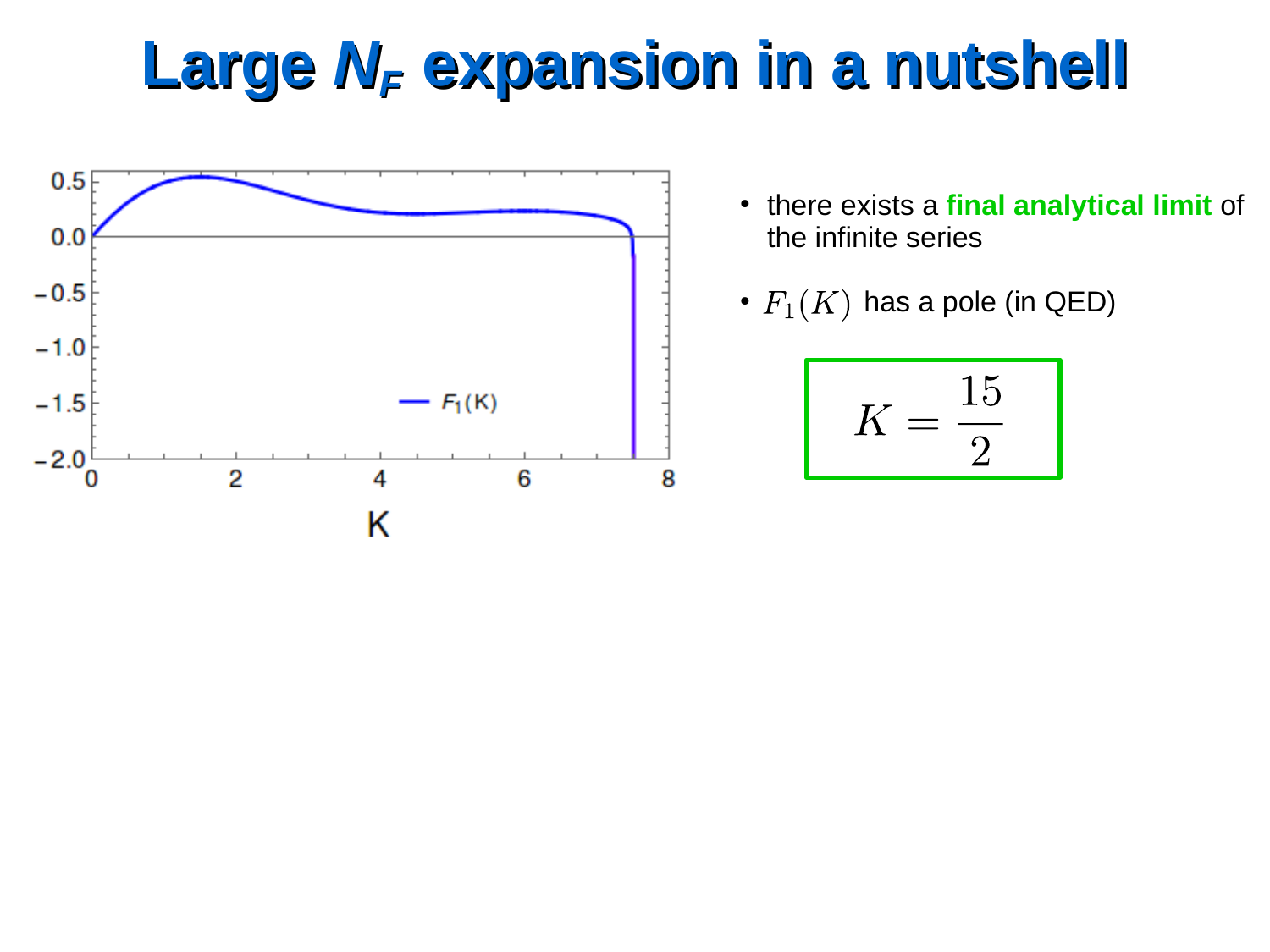# Large $N_F$ expansion in a nutshell

- there exists a **final analytical limit** of the infinite series
- $F_1(K)$ has a pole (in QED)

$$K = \frac{15}{2}$$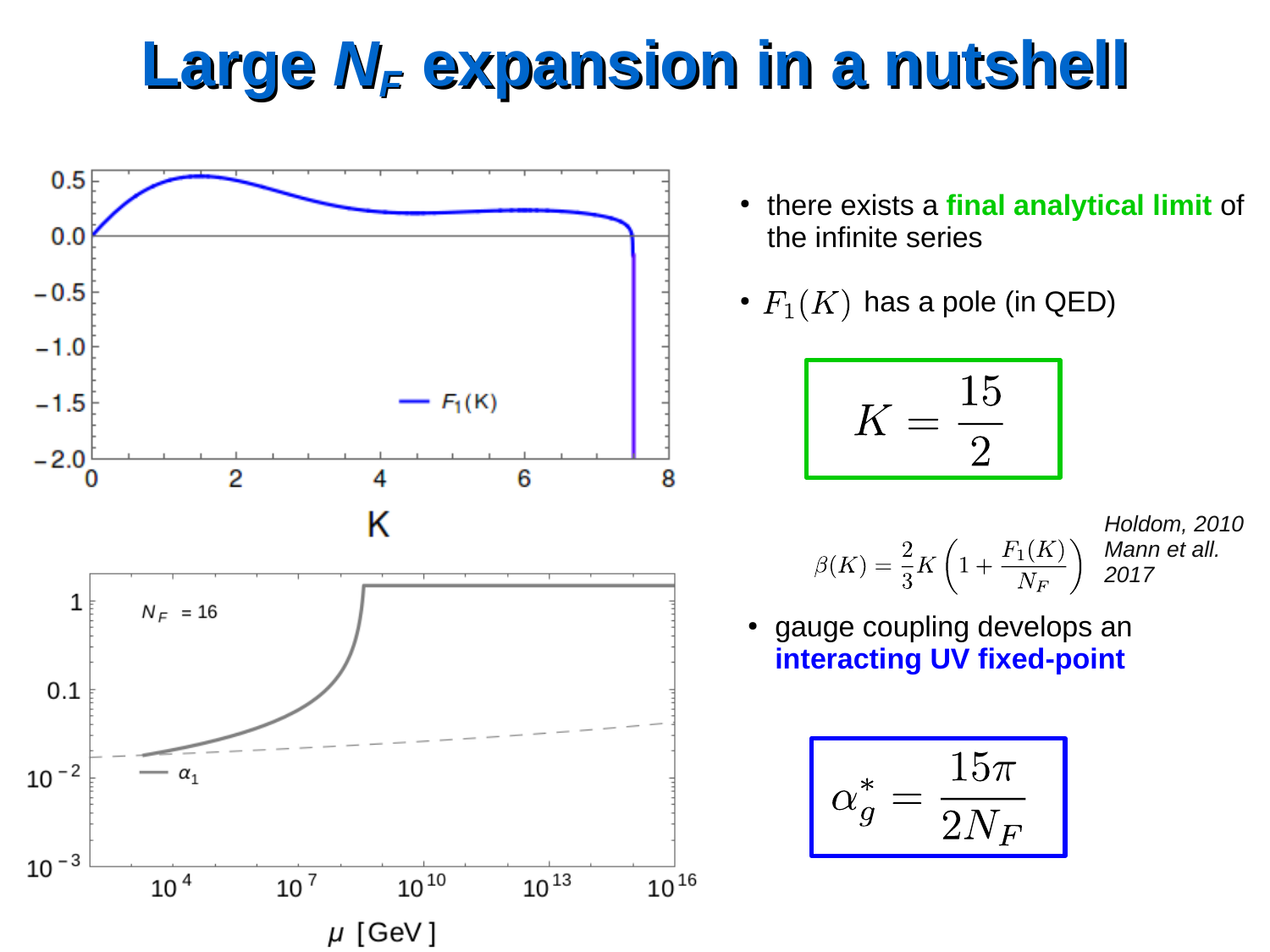# Large $N_F$ expansion in a nutshell

- there exists a **final analytical limit** of the infinite series
- $F_1(K)$ has a pole (in QED)

$$K = \frac{15}{2}$$

$$\beta(K) = \frac{2}{3}K\left(1 + \frac{F_1(K)}{N_F}\right)$$

*Holdom, 2010*
*Mann et all. 2017*

- gauge coupling develops an **interacting UV fixed-point**

$$\alpha_g^* = \frac{15\pi}{2N_F}$$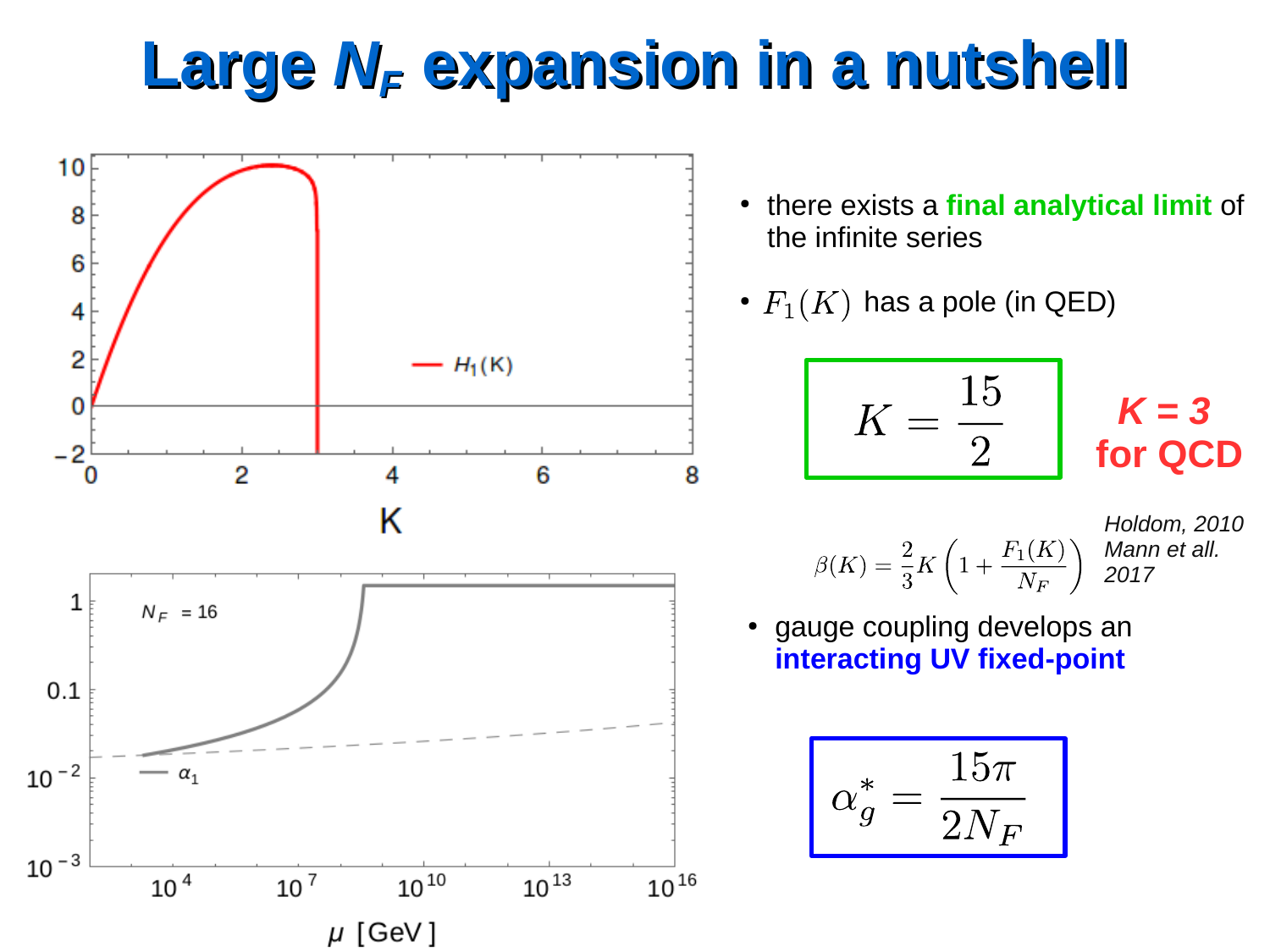# Large $N_F$ expansion in a nutshell

- there exists a **final analytical limit** of the infinite series
- $F_1(K)$ has a pole (in QED)

$$K = \frac{15}{2}$$

***K = 3* for QCD**

$$\beta(K) = \frac{2}{3}K\left(1 + \frac{F_1(K)}{N_F}\right)$$

*Holdom, 2010*
*Mann et all. 2017*

- gauge coupling develops an **interacting UV fixed-point**

$$\alpha_g^* = \frac{15\pi}{2N_F}$$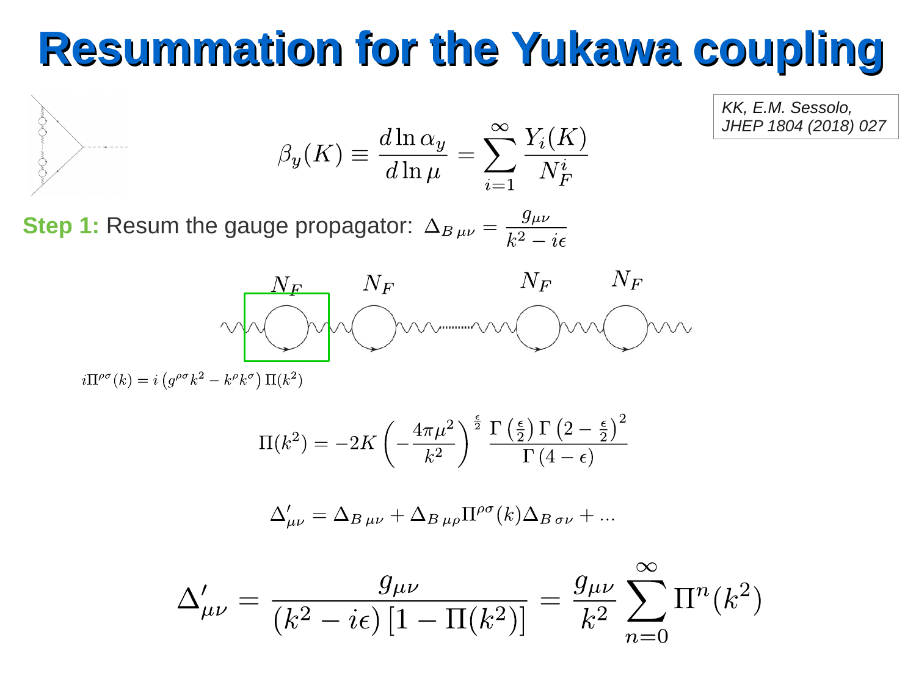# Resummation for the Yukawa coupling

*KK, E.M. Sessolo, JHEP 1804 (2018) 027*

$$\beta_y(K) \equiv \frac{d \ln \alpha_y}{d \ln \mu} = \sum_{i=1}^{\infty} \frac{Y_i(K)}{N_F^i}$$

**Step 1:** Resum the gauge propagator: $\Delta_{B\,\mu\nu} = \frac{g_{\mu\nu}}{k^2 - i\epsilon}$

$N_F$ $N_F$ $N_F$ $N_F$

$$i\Pi^{\rho\sigma}(k) = i\left(g^{\rho\sigma}k^2 - k^\rho k^\sigma\right)\Pi(k^2)$$

$$\Pi(k^2) = -2K\left(-\frac{4\pi\mu^2}{k^2}\right)^{\frac{\epsilon}{2}} \frac{\Gamma\left(\frac{\epsilon}{2}\right)\Gamma\left(2-\frac{\epsilon}{2}\right)^2}{\Gamma\left(4-\epsilon\right)}$$

$$\Delta'_{\mu\nu} = \Delta_{B\,\mu\nu} + \Delta_{B\,\mu\rho}\Pi^{\rho\sigma}(k)\Delta_{B\,\sigma\nu} + \ldots$$

$$\Delta'_{\mu\nu} = \frac{g_{\mu\nu}}{(k^2 - i\epsilon)\left[1 - \Pi(k^2)\right]} = \frac{g_{\mu\nu}}{k^2}\sum_{n=0}^{\infty}\Pi^n(k^2)$$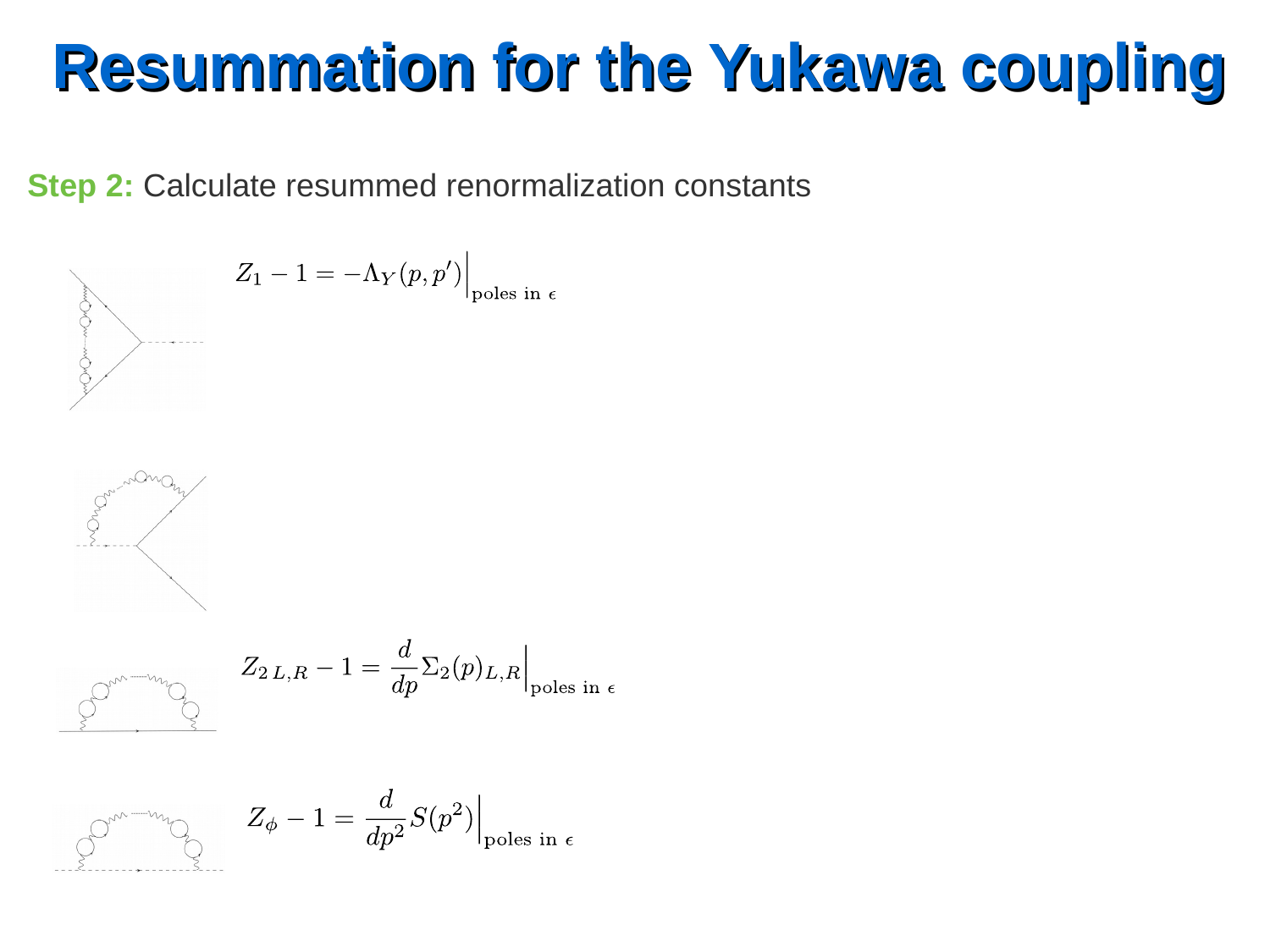# Resummation for the Yukawa coupling

**Step 2:** Calculate resummed renormalization constants

$$Z_1 - 1 = -\Lambda_Y(p,p')\Big|_{\text{poles in }\epsilon}$$

$$Z_{2\,L,R} - 1 = \frac{d}{dp}\Sigma_2(p)_{L,R}\Big|_{\text{poles in }\epsilon}$$

$$Z_\phi - 1 = \frac{d}{dp^2}S(p^2)\Big|_{\text{poles in }\epsilon}$$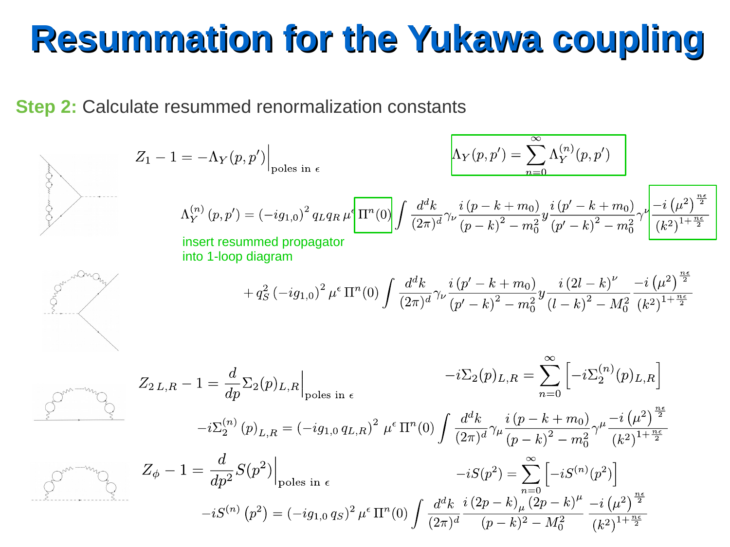# Resummation for the Yukawa coupling

**Step 2:** Calculate resummed renormalization constants

$$Z_1 - 1 = -\Lambda_Y(p,p')\Big|_{\text{poles in }\epsilon} \qquad \Lambda_Y(p,p') = \sum_{n=0}^{\infty} \Lambda_Y^{(n)}(p,p')$$

$$\Lambda_Y^{(n)}(p,p') = (-ig_{1,0})^2 q_L q_R \mu^\epsilon \Pi^n(0) \int \frac{d^dk}{(2\pi)^d} \gamma_\nu \frac{i(\not p - \not k + m_0)}{(p-k)^2 - m_0^2} y \frac{i(\not p' - \not k + m_0)}{(p'-k)^2 - m_0^2} \gamma^\nu \frac{-i(\mu^2)^{\frac{n\epsilon}{2}}}{(k^2)^{1+\frac{n\epsilon}{2}}}$$

insert resummed propagator into 1-loop diagram

$$+ q_S^2 (-ig_{1,0})^2 \mu^\epsilon \Pi^n(0) \int \frac{d^dk}{(2\pi)^d} \gamma_\nu \frac{i(\not p' - \not k + m_0)}{(p'-k)^2 - m_0^2} y \frac{i(2l-k)^\nu}{(l-k)^2 - M_0^2} \frac{-i(\mu^2)^{\frac{n\epsilon}{2}}}{(k^2)^{1+\frac{n\epsilon}{2}}}$$

$$Z_{2\,L,R} - 1 = \frac{d}{d\not p}\Sigma_2(p)_{L,R}\Big|_{\text{poles in }\epsilon} \qquad -i\Sigma_2(p)_{L,R} = \sum_{n=0}^{\infty}\left[-i\Sigma_2^{(n)}(p)_{L,R}\right]$$

$$-i\Sigma_2^{(n)}(p)_{L,R} = (-ig_{1,0}\, q_{L,R})^2 \mu^\epsilon \Pi^n(0) \int \frac{d^dk}{(2\pi)^d} \gamma_\mu \frac{i(\not p - \not k + m_0)}{(p-k)^2 - m_0^2} \gamma^\mu \frac{-i(\mu^2)^{\frac{n\epsilon}{2}}}{(k^2)^{1+\frac{n\epsilon}{2}}}$$

$$Z_\phi - 1 = \frac{d}{dp^2} S(p^2)\Big|_{\text{poles in }\epsilon} \qquad -iS(p^2) = \sum_{n=0}^{\infty}\left[-iS^{(n)}(p^2)\right]$$

$$-iS^{(n)}(p^2) = (-ig_{1,0}\, q_S)^2 \mu^\epsilon \Pi^n(0) \int \frac{d^dk}{(2\pi)^d} \frac{i(2p-k)_\mu (2p-k)^\mu}{(p-k)^2 - M_0^2} \frac{-i(\mu^2)^{\frac{n\epsilon}{2}}}{(k^2)^{1+\frac{n\epsilon}{2}}}$$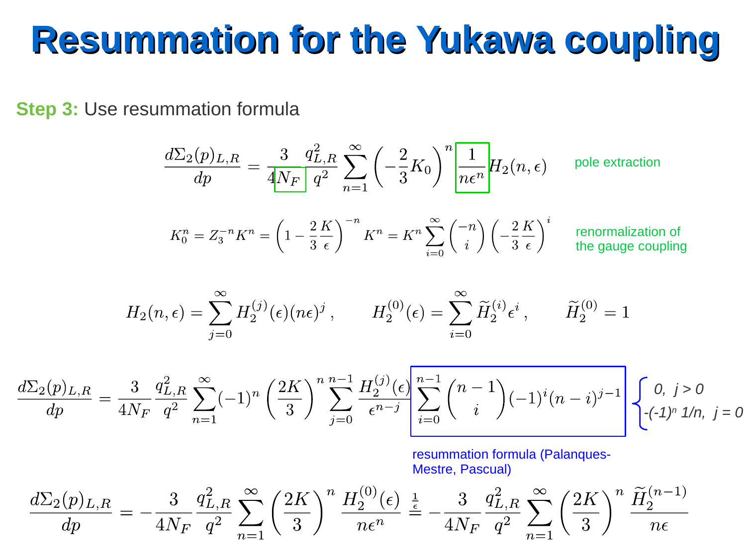# Resummation for the Yukawa coupling

**Step 3:** Use resummation formula

$$\frac{d\Sigma_2(p)_{L,R}}{dp} = \frac{3}{4N_F}\frac{q_{L,R}^2}{q^2}\sum_{n=1}^{\infty}\left(-\frac{2}{3}K_0\right)^n \frac{1}{n\epsilon^n} H_2(n,\epsilon)$$

pole extraction

$$K_0^n = Z_3^{-n}K^n = \left(1-\frac{2}{3}\frac{K}{\epsilon}\right)^{-n} K^n = K^n \sum_{i=0}^{\infty}\binom{-n}{i}\left(-\frac{2}{3}\frac{K}{\epsilon}\right)^i$$

renormalization of the gauge coupling

$$H_2(n,\epsilon) = \sum_{j=0}^{\infty} H_2^{(j)}(\epsilon)(n\epsilon)^j\,, \qquad H_2^{(0)}(\epsilon) = \sum_{i=0}^{\infty}\widetilde{H}_2^{(i)}\epsilon^i\,, \qquad \widetilde{H}_2^{(0)} = 1$$

$$\frac{d\Sigma_2(p)_{L,R}}{dp} = \frac{3}{4N_F}\frac{q_{L,R}^2}{q^2}\sum_{n=1}^{\infty}(-1)^n\left(\frac{2K}{3}\right)^n \sum_{j=0}^{n-1}\frac{H_2^{(j)}(\epsilon)}{\epsilon^{n-j}} \sum_{i=0}^{n-1}\binom{n-1}{i}(-1)^i(n-i)^{j-1}$$

$$\sum_{i=0}^{n-1}\binom{n-1}{i}(-1)^i(n-i)^{j-1} = \begin{cases} 0, & j>0 \\ -(-1)^n\, 1/n, & j=0 \end{cases}$$

resummation formula (Palanques-Mestre, Pascual)

$$\frac{d\Sigma_2(p)_{L,R}}{dp} = -\frac{3}{4N_F}\frac{q_{L,R}^2}{q^2}\sum_{n=1}^{\infty}\left(\frac{2K}{3}\right)^n \frac{H_2^{(0)}(\epsilon)}{n\epsilon^n} \stackrel{\frac{1}{\epsilon}}{=} -\frac{3}{4N_F}\frac{q_{L,R}^2}{q^2}\sum_{n=1}^{\infty}\left(\frac{2K}{3}\right)^n \frac{\widetilde{H}_2^{(n-1)}}{n\epsilon}$$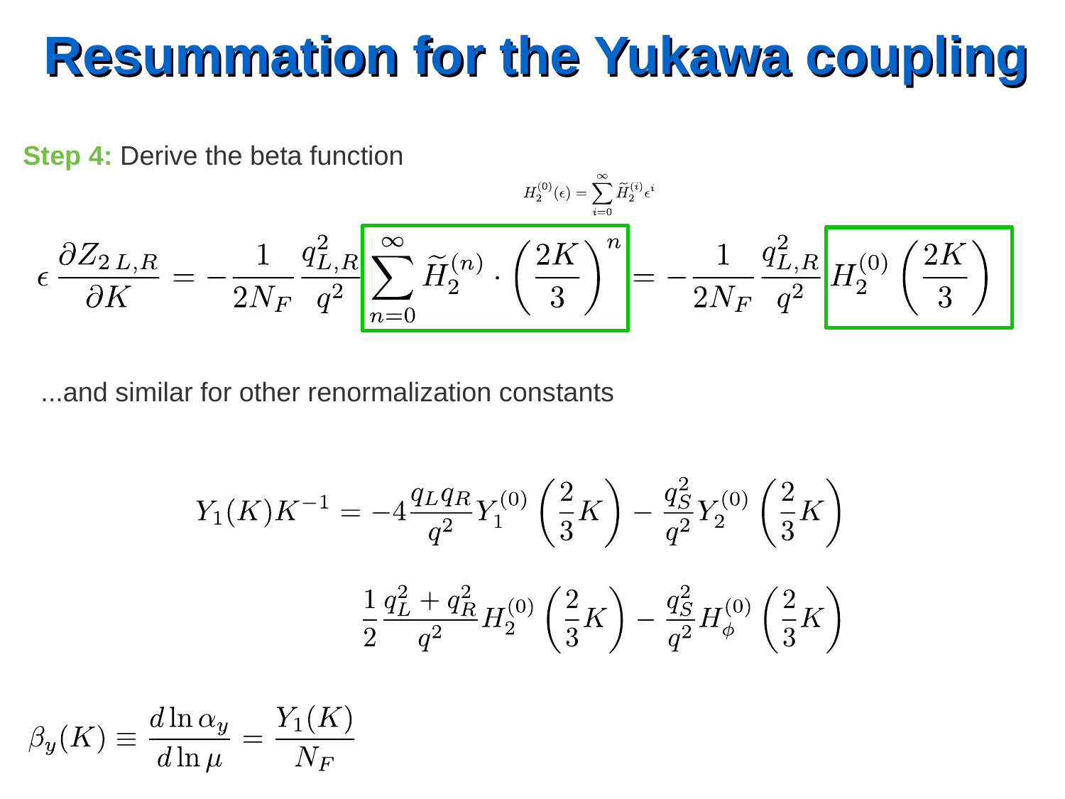# Resummation for the Yukawa coupling

**Step 4:** Derive the beta function

$$H_2^{(0)}(\epsilon) = \sum_{i=0}^{\infty} \widetilde{H}_2^{(i)} \epsilon^i$$

$$\epsilon \, \frac{\partial Z_{2\,L,R}}{\partial K} = -\frac{1}{2N_F} \frac{q_{L,R}^2}{q^2} \sum_{n=0}^{\infty} \widetilde{H}_2^{(n)} \cdot \left(\frac{2K}{3}\right)^n = -\frac{1}{2N_F} \frac{q_{L,R}^2}{q^2} H_2^{(0)}\left(\frac{2K}{3}\right)$$

...and similar for other renormalization constants

$$Y_1(K)K^{-1} = -4\frac{q_L q_R}{q^2} Y_1^{(0)}\left(\frac{2}{3}K\right) - \frac{q_S^2}{q^2} Y_2^{(0)}\left(\frac{2}{3}K\right)$$

$$\frac{1}{2}\frac{q_L^2 + q_R^2}{q^2} H_2^{(0)}\left(\frac{2}{3}K\right) - \frac{q_S^2}{q^2} H_\phi^{(0)}\left(\frac{2}{3}K\right)$$

$$\beta_y(K) \equiv \frac{d\ln\alpha_y}{d\ln\mu} = \frac{Y_1(K)}{N_F}$$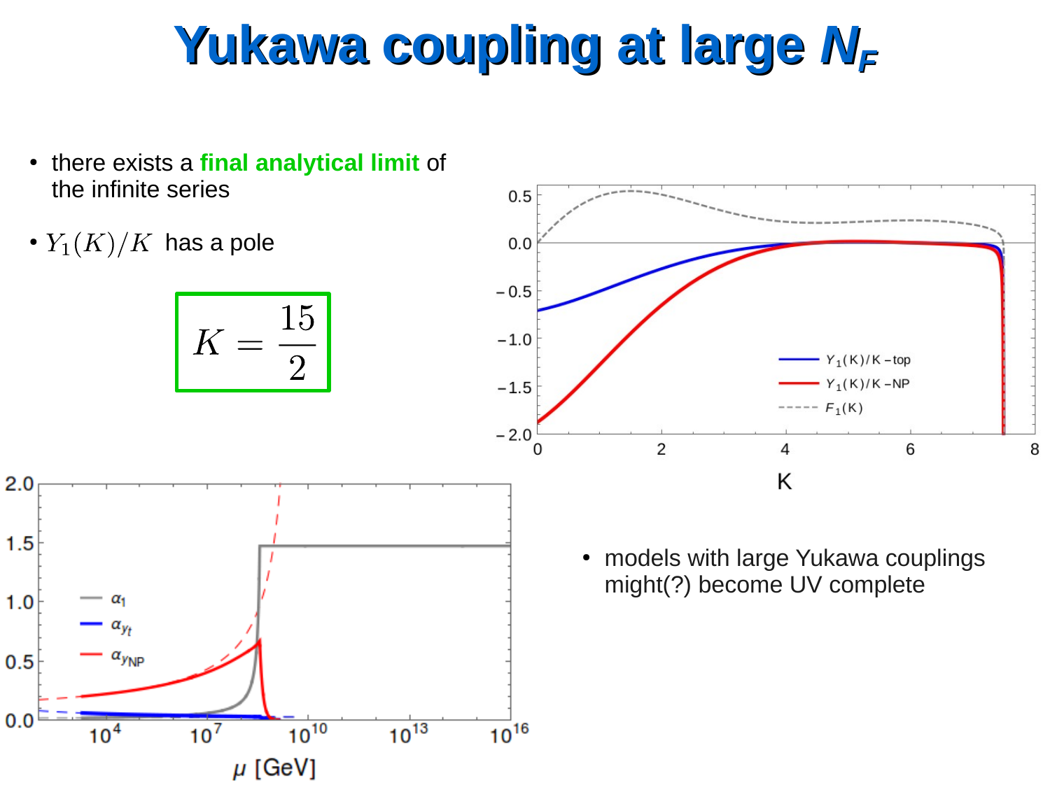# Yukawa coupling at large $N_F$

- there exists a **final analytical limit** of the infinite series
- $Y_1(K)/K$ has a pole

$$K = \frac{15}{2}$$

- models with large Yukawa couplings might(?) become UV complete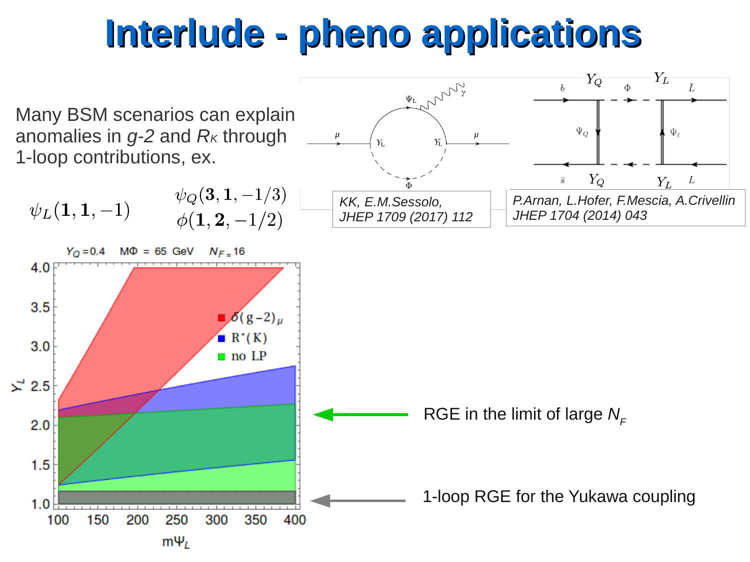# Interlude - pheno applications

Many BSM scenarios can explain anomalies in *g-2* and $R_K$ through 1-loop contributions, ex.

$$\psi_L(\mathbf{1},\mathbf{1},-1) \qquad \psi_Q(\mathbf{3},\mathbf{1},-1/3) \qquad \phi(\mathbf{1},\mathbf{2},-1/2)$$

KK, E.M.Sessolo, JHEP 1709 (2017) 112

P.Arnan, L.Hofer, F.Mescia, A.Crivellin JHEP 1704 (2014) 043

$Y_Q = 0.4$  $M\Phi$ = 65 GeV  $N_F = 16$

RGE in the limit of large $N_F$

1-loop RGE for the Yukawa coupling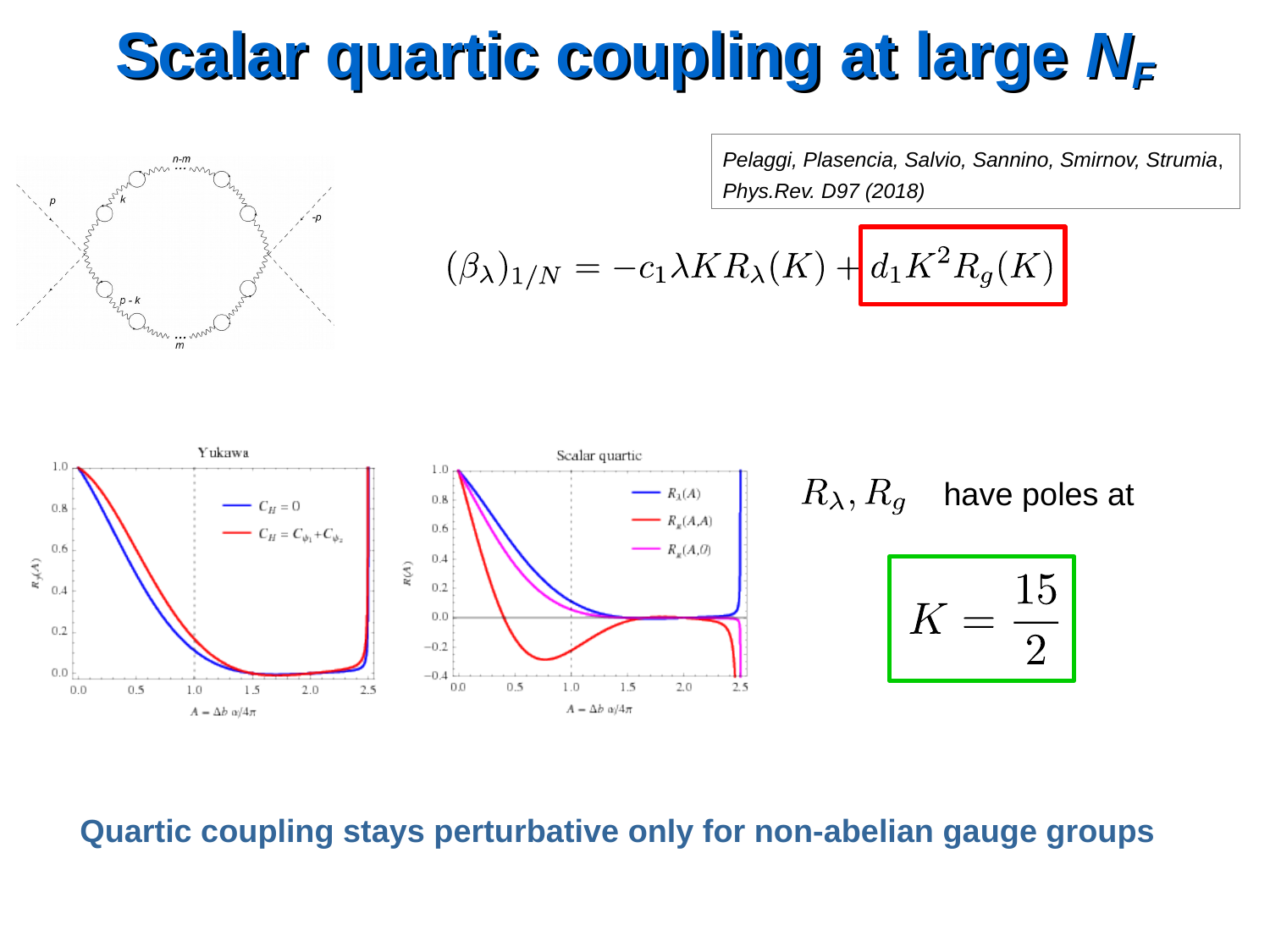# Scalar quartic coupling at large $N_F$

*Pelaggi, Plasencia, Salvio, Sannino, Smirnov, Strumia*, *Phys.Rev. D97 (2018)*

$$(\beta_\lambda)_{1/N} = -c_1 \lambda K R_\lambda(K) + d_1 K^2 R_g(K)$$

$R_\lambda, R_g$ have poles at

$$K = \frac{15}{2}$$

**Quartic coupling stays perturbative only for non-abelian gauge groups**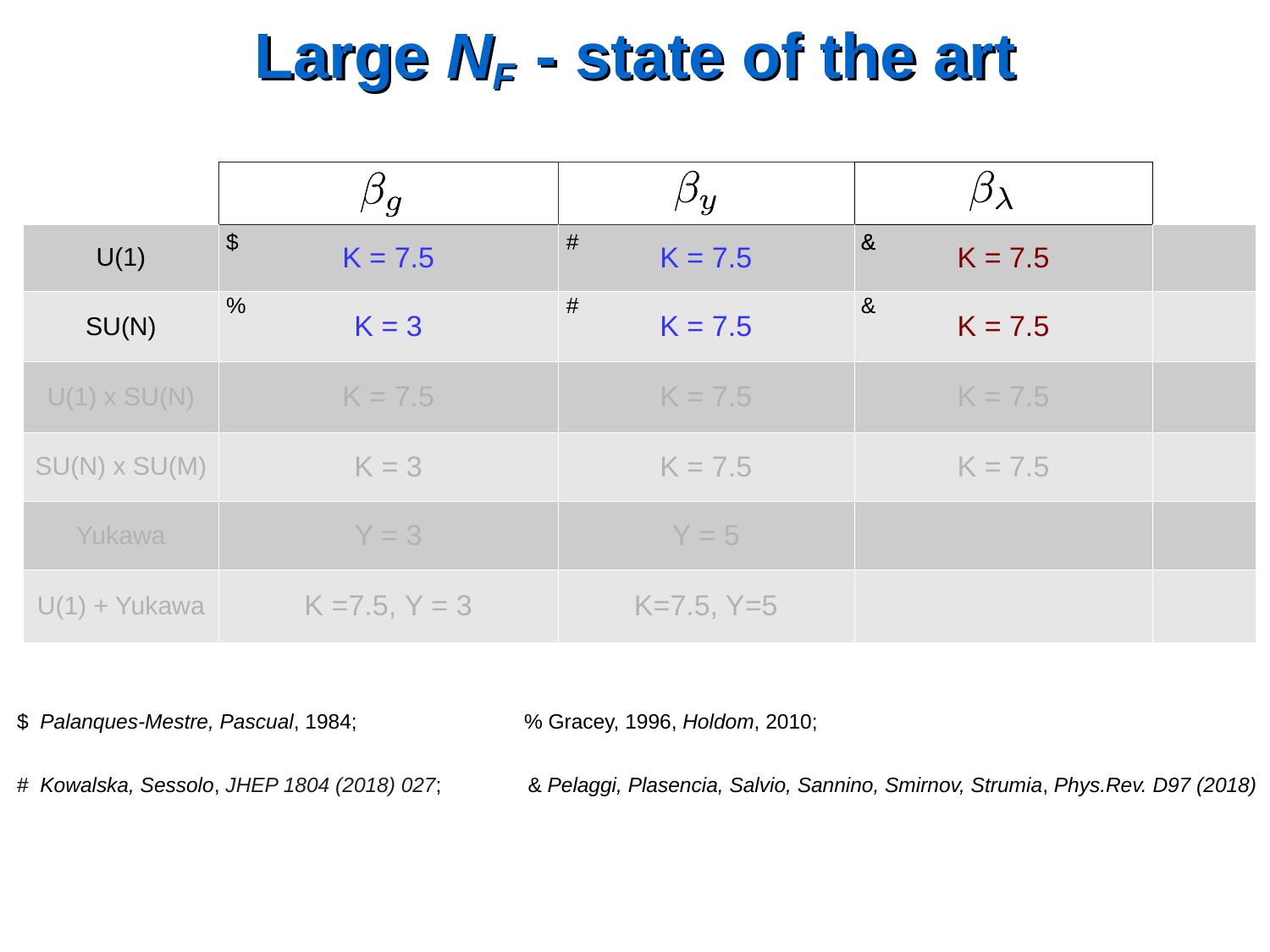# Large $N_F$ - state of the art

| | $\beta_g$ | $\beta_y$ | $\beta_\lambda$ |
|---|---|---|---|
| U(1) | $ K = 7.5 | # K = 7.5 | & K = 7.5 |
| SU(N) | % K = 3 | # K = 7.5 | & K = 7.5 |
| U(1) x SU(N) | K = 7.5 | K = 7.5 | K = 7.5 |
| SU(N) x SU(M) | K = 3 | K = 7.5 | K = 7.5 |
| Yukawa | Y = 3 | Y = 5 | |
| U(1) + Yukawa | K =7.5, Y = 3 | K=7.5, Y=5 | |

$ *Palanques-Mestre, Pascual*, 1984;

% Gracey, 1996, *Holdom*, 2010;

# *Kowalska, Sessolo*, *JHEP 1804 (2018) 027*;

& *Pelaggi, Plasencia, Salvio, Sannino, Smirnov, Strumia*, *Phys.Rev. D97 (2018)*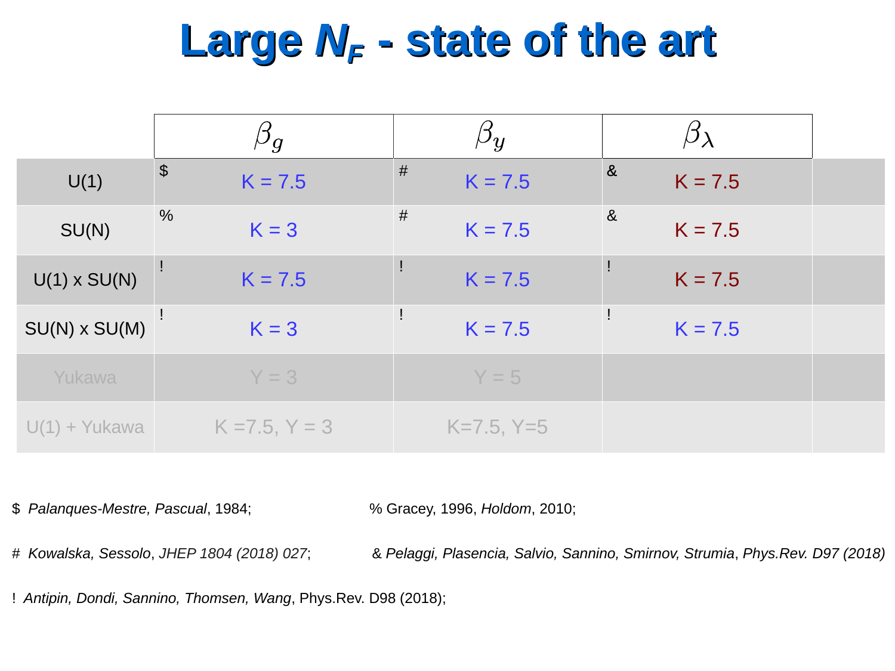# Large $N_F$ - state of the art

| | $\beta_g$ | $\beta_y$ | $\beta_\lambda$ | |
|---|---|---|---|---|
| U(1) | $ K = 7.5 | # K = 7.5 | & K = 7.5 | |
| SU(N) | % K = 3 | # K = 7.5 | & K = 7.5 | |
| U(1) x SU(N) | ! K = 7.5 | ! K = 7.5 | ! K = 7.5 | |
| SU(N) x SU(M) | ! K = 3 | ! K = 7.5 | ! K = 7.5 | |
| Yukawa | Y = 3 | Y = 5 | | |
| U(1) + Yukawa | K =7.5, Y = 3 | K=7.5, Y=5 | | |

$ *Palanques-Mestre, Pascual*, 1984;

% Gracey, 1996, *Holdom*, 2010;

# *Kowalska, Sessolo*, *JHEP 1804 (2018) 027*;

& *Pelaggi, Plasencia, Salvio, Sannino, Smirnov, Strumia*, *Phys.Rev. D97 (2018)*

! *Antipin, Dondi, Sannino, Thomsen, Wang*, Phys.Rev. D98 (2018);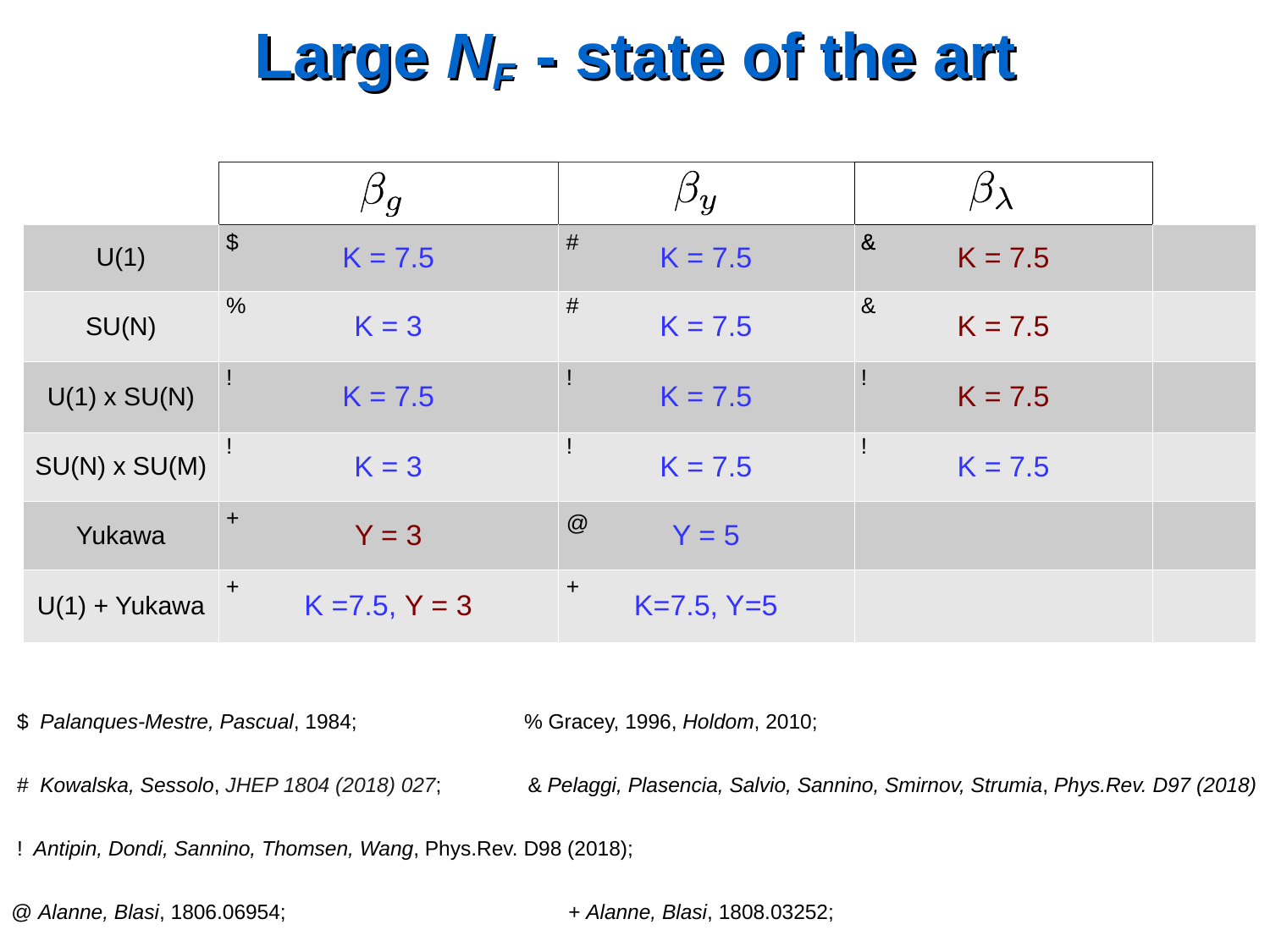# Large $N_F$ - state of the art

| | $\beta_g$ | $\beta_y$ | $\beta_\lambda$ |
|---|---|---|---|
| U(1) | $ K = 7.5 | # K = 7.5 | & K = 7.5 |
| SU(N) | % K = 3 | # K = 7.5 | & K = 7.5 |
| U(1) x SU(N) | ! K = 7.5 | ! K = 7.5 | ! K = 7.5 |
| SU(N) x SU(M) | ! K = 3 | ! K = 7.5 | ! K = 7.5 |
| Yukawa | + Y = 3 | @ Y = 5 | |
| U(1) + Yukawa | + K =7.5, Y = 3 | + K=7.5, Y=5 | |

$ *Palanques-Mestre, Pascual*, 1984;

% Gracey, 1996, *Holdom*, 2010;

# *Kowalska, Sessolo*, *JHEP 1804 (2018) 027*;

& *Pelaggi, Plasencia, Salvio, Sannino, Smirnov, Strumia*, *Phys.Rev. D97 (2018)*

! *Antipin, Dondi, Sannino, Thomsen, Wang*, Phys.Rev. D98 (2018);

@ *Alanne, Blasi*, 1806.06954;

+ *Alanne, Blasi*, 1808.03252;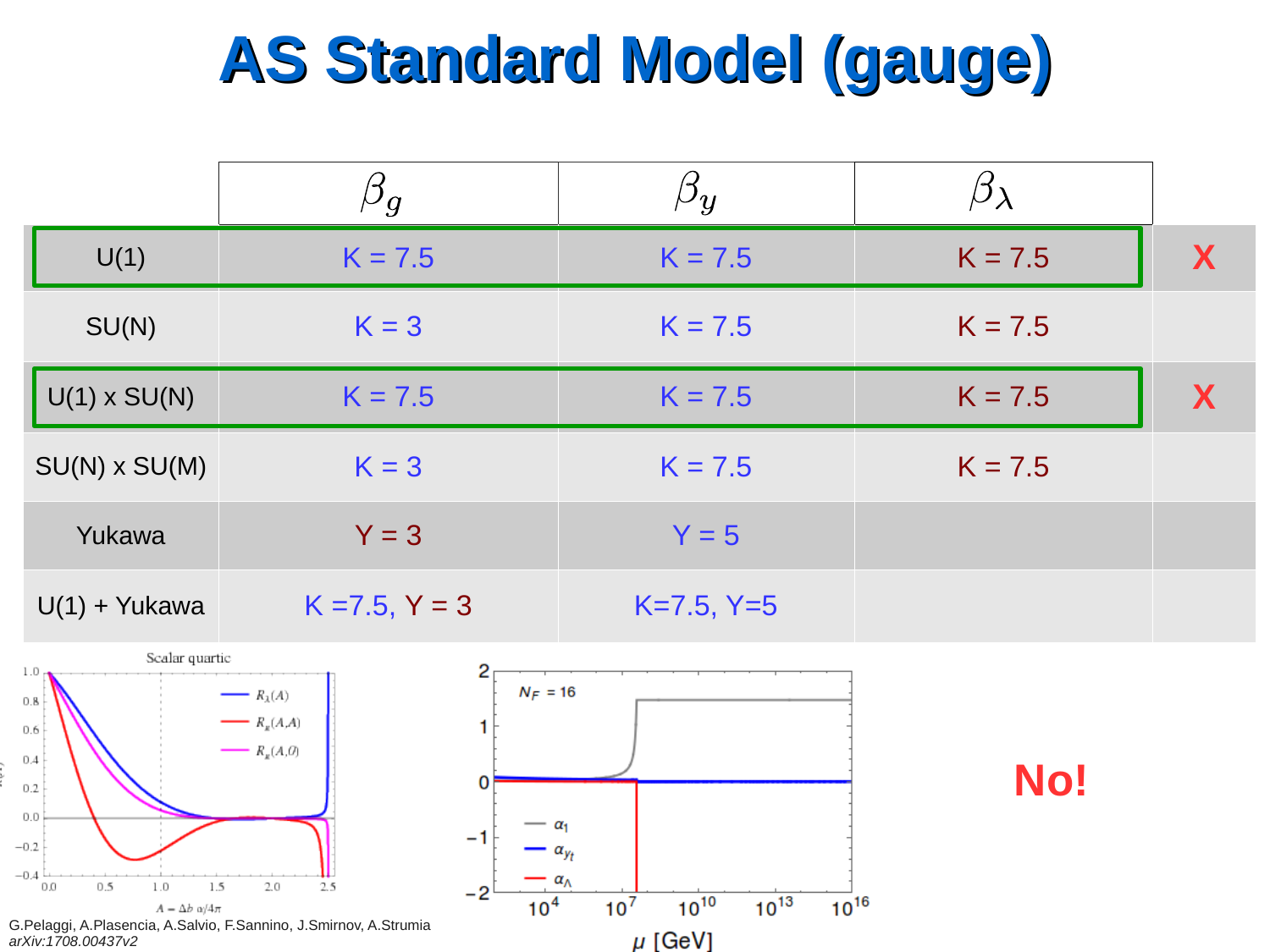# AS Standard Model (gauge)

| | $\beta_g$ | $\beta_y$ | $\beta_\lambda$ | |
|---|---|---|---|---|
| U(1) | K = 7.5 | K = 7.5 | K = 7.5 | X |
| SU(N) | K = 3 | K = 7.5 | K = 7.5 | |
| U(1) x SU(N) | K = 7.5 | K = 7.5 | K = 7.5 | X |
| SU(N) x SU(M) | K = 3 | K = 7.5 | K = 7.5 | |
| Yukawa | Y = 3 | Y = 5 | | |
| U(1) + Yukawa | K =7.5, Y = 3 | K=7.5, Y=5 | | |

**No!**

G.Pelaggi, A.Plasencia, A.Salvio, F.Sannino, J.Smirnov, A.Strumia
*arXiv:1708.00437v2*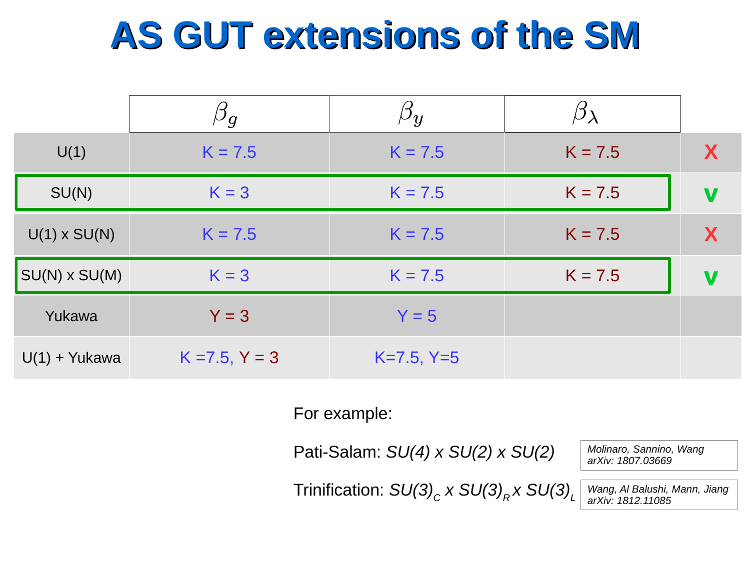# AS GUT extensions of the SM

| | $\beta_g$ | $\beta_y$ | $\beta_\lambda$ | |
|---|---|---|---|---|
| U(1) | K = 7.5 | K = 7.5 | K = 7.5 | X |
| SU(N) | K = 3 | K = 7.5 | K = 7.5 | v |
| U(1) x SU(N) | K = 7.5 | K = 7.5 | K = 7.5 | X |
| SU(N) x SU(M) | K = 3 | K = 7.5 | K = 7.5 | v |
| Yukawa | Y = 3 | Y = 5 | | |
| U(1) + Yukawa | K =7.5, Y = 3 | K=7.5, Y=5 | | |

For example:

Pati-Salam: *SU(4) x SU(2) x SU(2)*

*Molinaro, Sannino, Wang arXiv: 1807.03669*

Trinification: $SU(3)_C \times SU(3)_R \times SU(3)_L$

*Wang, Al Balushi, Mann, Jiang arXiv: 1812.11085*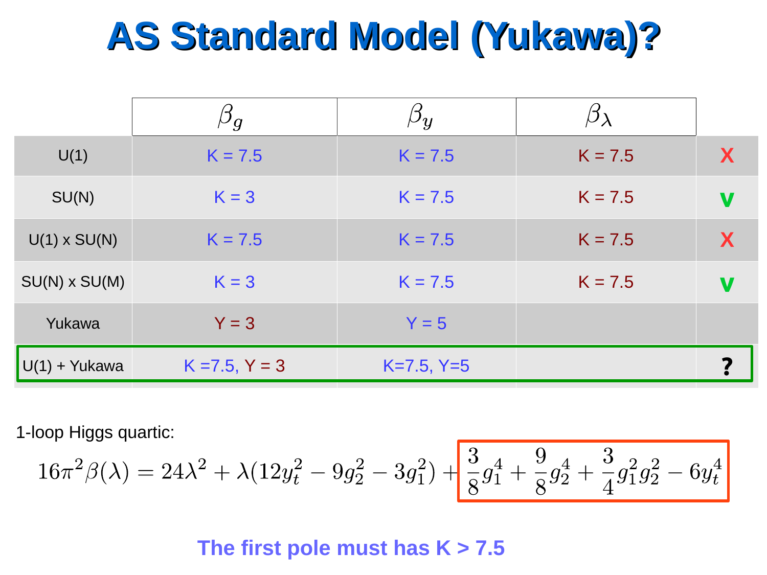# AS Standard Model (Yukawa)?

| | $\beta_g$ | $\beta_y$ | $\beta_\lambda$ | |
|---|---|---|---|---|
| U(1) | K = 7.5 | K = 7.5 | K = 7.5 | X |
| SU(N) | K = 3 | K = 7.5 | K = 7.5 | V |
| U(1) x SU(N) | K = 7.5 | K = 7.5 | K = 7.5 | X |
| SU(N) x SU(M) | K = 3 | K = 7.5 | K = 7.5 | V |
| Yukawa | Y = 3 | Y = 5 | | |
| U(1) + Yukawa | K =7.5, Y = 3 | K=7.5, Y=5 | | ? |

1-loop Higgs quartic:

$$16\pi^2\beta(\lambda) = 24\lambda^2 + \lambda(12y_t^2 - 9g_2^2 - 3g_1^2) + \frac{3}{8}g_1^4 + \frac{9}{8}g_2^4 + \frac{3}{4}g_1^2g_2^2 - 6y_t^4$$

**The first pole must has K > 7.5**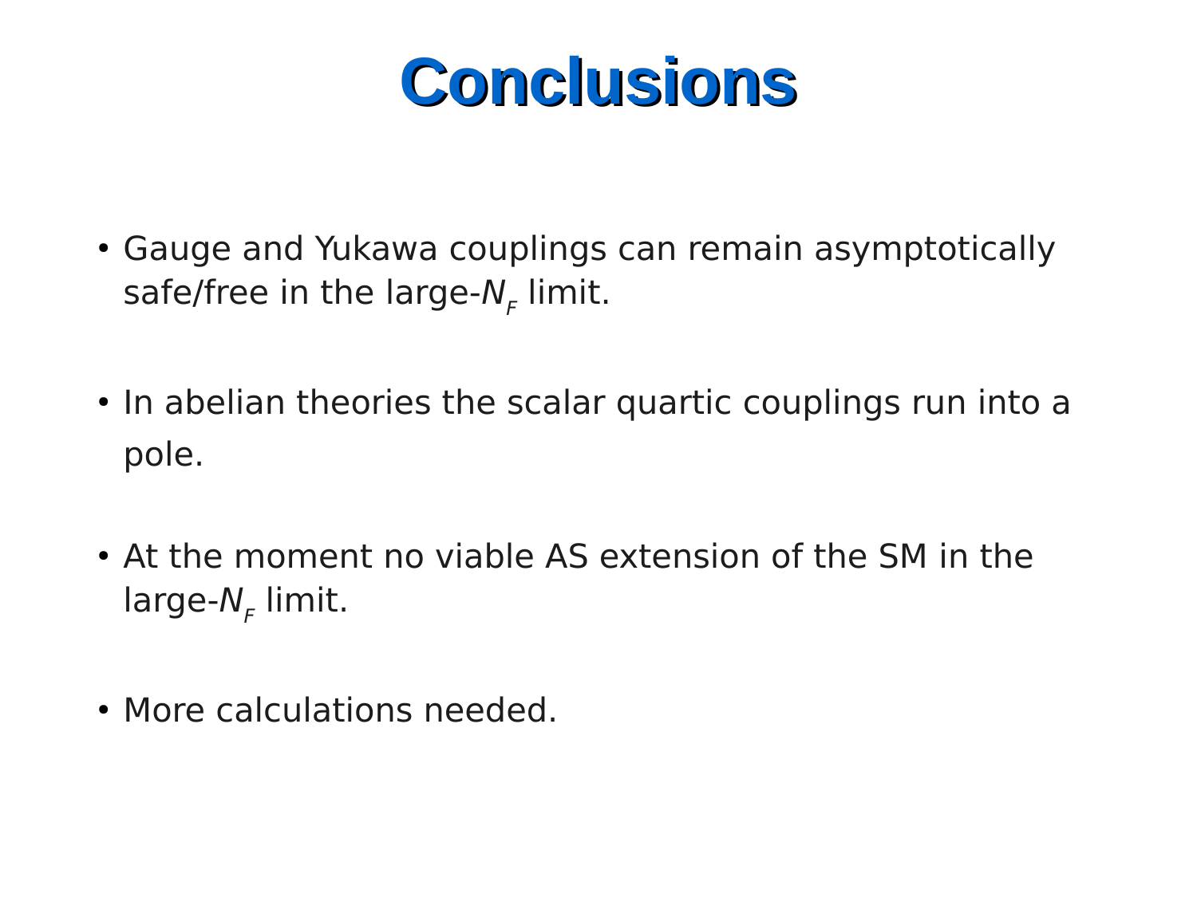# Conclusions

- Gauge and Yukawa couplings can remain asymptotically safe/free in the large-$N_F$ limit.
- In abelian theories the scalar quartic couplings run into a pole.
- At the moment no viable AS extension of the SM in the large-$N_F$ limit.
- More calculations needed.